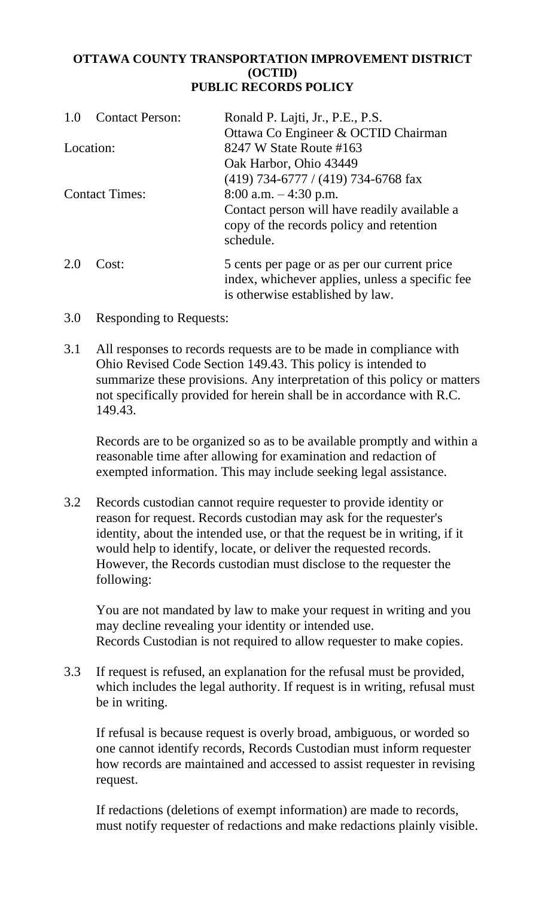# OTTAWA COUNTY TRANSPORTATION IMPROVEMENT DISTRICT (OCTID) PUBLIC RECORDS POLICY

| | |
|---|---|
| 1.0 Contact Person: | Ronald P. Lajti, Jr., P.E., P.S.<br>Ottawa Co Engineer & OCTID Chairman |
| Location: | 8247 W State Route #163<br>Oak Harbor, Ohio 43449<br>(419) 734-6777 / (419) 734-6768 fax |
| Contact Times: | 8:00 a.m. – 4:30 p.m.<br>Contact person will have readily available a copy of the records policy and retention schedule. |
| 2.0 Cost: | 5 cents per page or as per our current price index, whichever applies, unless a specific fee is otherwise established by law. |

3.0 Responding to Requests:

3.1 All responses to records requests are to be made in compliance with Ohio Revised Code Section 149.43. This policy is intended to summarize these provisions. Any interpretation of this policy or matters not specifically provided for herein shall be in accordance with R.C. 149.43.

Records are to be organized so as to be available promptly and within a reasonable time after allowing for examination and redaction of exempted information. This may include seeking legal assistance.

3.2 Records custodian cannot require requester to provide identity or reason for request. Records custodian may ask for the requester's identity, about the intended use, or that the request be in writing, if it would help to identify, locate, or deliver the requested records. However, the Records custodian must disclose to the requester the following:

You are not mandated by law to make your request in writing and you may decline revealing your identity or intended use.
Records Custodian is not required to allow requester to make copies.

3.3 If request is refused, an explanation for the refusal must be provided, which includes the legal authority. If request is in writing, refusal must be in writing.

If refusal is because request is overly broad, ambiguous, or worded so one cannot identify records, Records Custodian must inform requester how records are maintained and accessed to assist requester in revising request.

If redactions (deletions of exempt information) are made to records, must notify requester of redactions and make redactions plainly visible.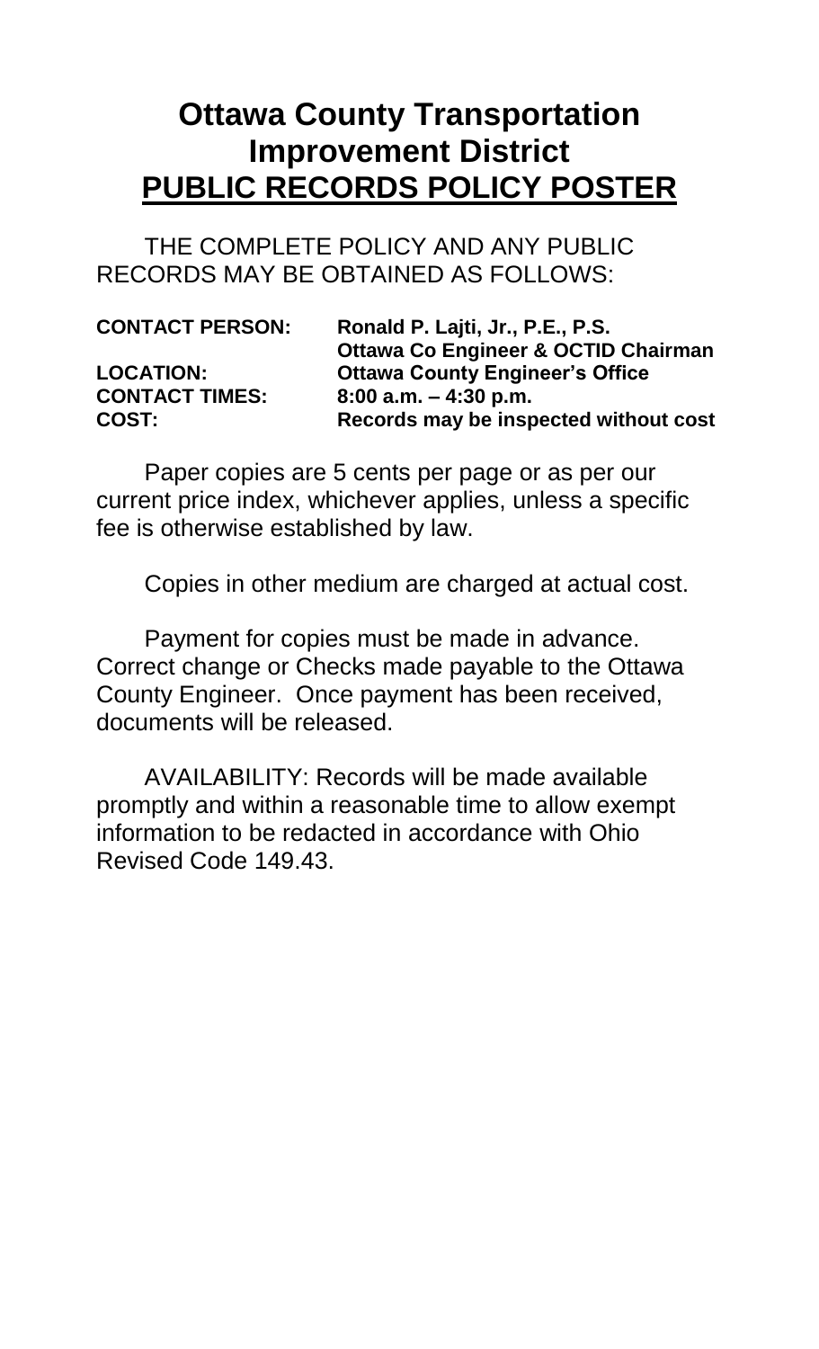# Ottawa County Transportation Improvement District

## **PUBLIC RECORDS POLICY POSTER**

THE COMPLETE POLICY AND ANY PUBLIC RECORDS MAY BE OBTAINED AS FOLLOWS:

| | |
|---|---|
| **CONTACT PERSON:** | **Ronald P. Lajti, Jr., P.E., P.S.**<br>**Ottawa Co Engineer & OCTID Chairman** |
| **LOCATION:** | **Ottawa County Engineer's Office** |
| **CONTACT TIMES:** | **8:00 a.m. – 4:30 p.m.** |
| **COST:** | **Records may be inspected without cost** |

Paper copies are 5 cents per page or as per our current price index, whichever applies, unless a specific fee is otherwise established by law.

Copies in other medium are charged at actual cost.

Payment for copies must be made in advance. Correct change or Checks made payable to the Ottawa County Engineer. Once payment has been received, documents will be released.

AVAILABILITY: Records will be made available promptly and within a reasonable time to allow exempt information to be redacted in accordance with Ohio Revised Code 149.43.